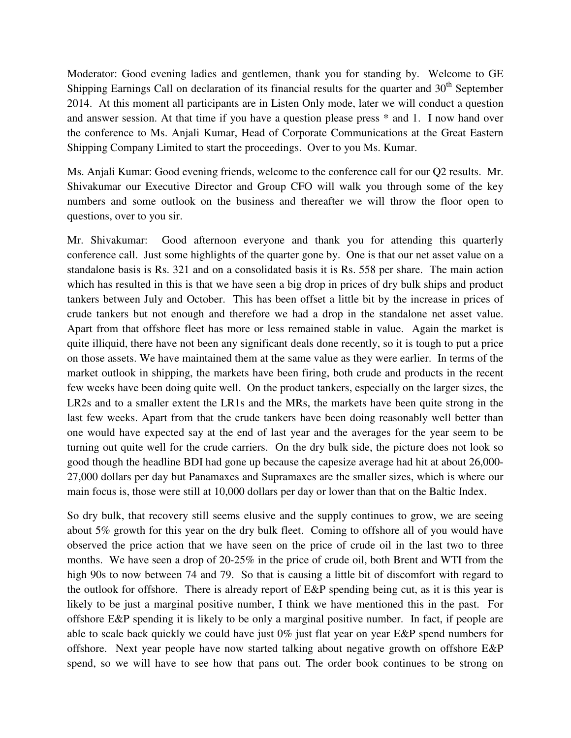Moderator: Good evening ladies and gentlemen, thank you for standing by. Welcome to GE Shipping Earnings Call on declaration of its financial results for the quarter and 30th September 2014. At this moment all participants are in Listen Only mode, later we will conduct a question and answer session. At that time if you have a question please press * and 1. I now hand over the conference to Ms. Anjali Kumar, Head of Corporate Communications at the Great Eastern Shipping Company Limited to start the proceedings. Over to you Ms. Kumar.

Ms. Anjali Kumar: Good evening friends, welcome to the conference call for our Q2 results. Mr. Shivakumar our Executive Director and Group CFO will walk you through some of the key numbers and some outlook on the business and thereafter we will throw the floor open to questions, over to you sir.

Mr. Shivakumar: Good afternoon everyone and thank you for attending this quarterly conference call. Just some highlights of the quarter gone by. One is that our net asset value on a standalone basis is Rs. 321 and on a consolidated basis it is Rs. 558 per share. The main action which has resulted in this is that we have seen a big drop in prices of dry bulk ships and product tankers between July and October. This has been offset a little bit by the increase in prices of crude tankers but not enough and therefore we had a drop in the standalone net asset value. Apart from that offshore fleet has more or less remained stable in value. Again the market is quite illiquid, there have not been any significant deals done recently, so it is tough to put a price on those assets. We have maintained them at the same value as they were earlier. In terms of the market outlook in shipping, the markets have been firing, both crude and products in the recent few weeks have been doing quite well. On the product tankers, especially on the larger sizes, the LR2s and to a smaller extent the LR1s and the MRs, the markets have been quite strong in the last few weeks. Apart from that the crude tankers have been doing reasonably well better than one would have expected say at the end of last year and the averages for the year seem to be turning out quite well for the crude carriers. On the dry bulk side, the picture does not look so good though the headline BDI had gone up because the capesize average had hit at about 26,000-27,000 dollars per day but Panamaxes and Supramaxes are the smaller sizes, which is where our main focus is, those were still at 10,000 dollars per day or lower than that on the Baltic Index.

So dry bulk, that recovery still seems elusive and the supply continues to grow, we are seeing about 5% growth for this year on the dry bulk fleet. Coming to offshore all of you would have observed the price action that we have seen on the price of crude oil in the last two to three months. We have seen a drop of 20-25% in the price of crude oil, both Brent and WTI from the high 90s to now between 74 and 79. So that is causing a little bit of discomfort with regard to the outlook for offshore. There is already report of E&P spending being cut, as it is this year is likely to be just a marginal positive number, I think we have mentioned this in the past. For offshore E&P spending it is likely to be only a marginal positive number. In fact, if people are able to scale back quickly we could have just 0% just flat year on year E&P spend numbers for offshore. Next year people have now started talking about negative growth on offshore E&P spend, so we will have to see how that pans out. The order book continues to be strong on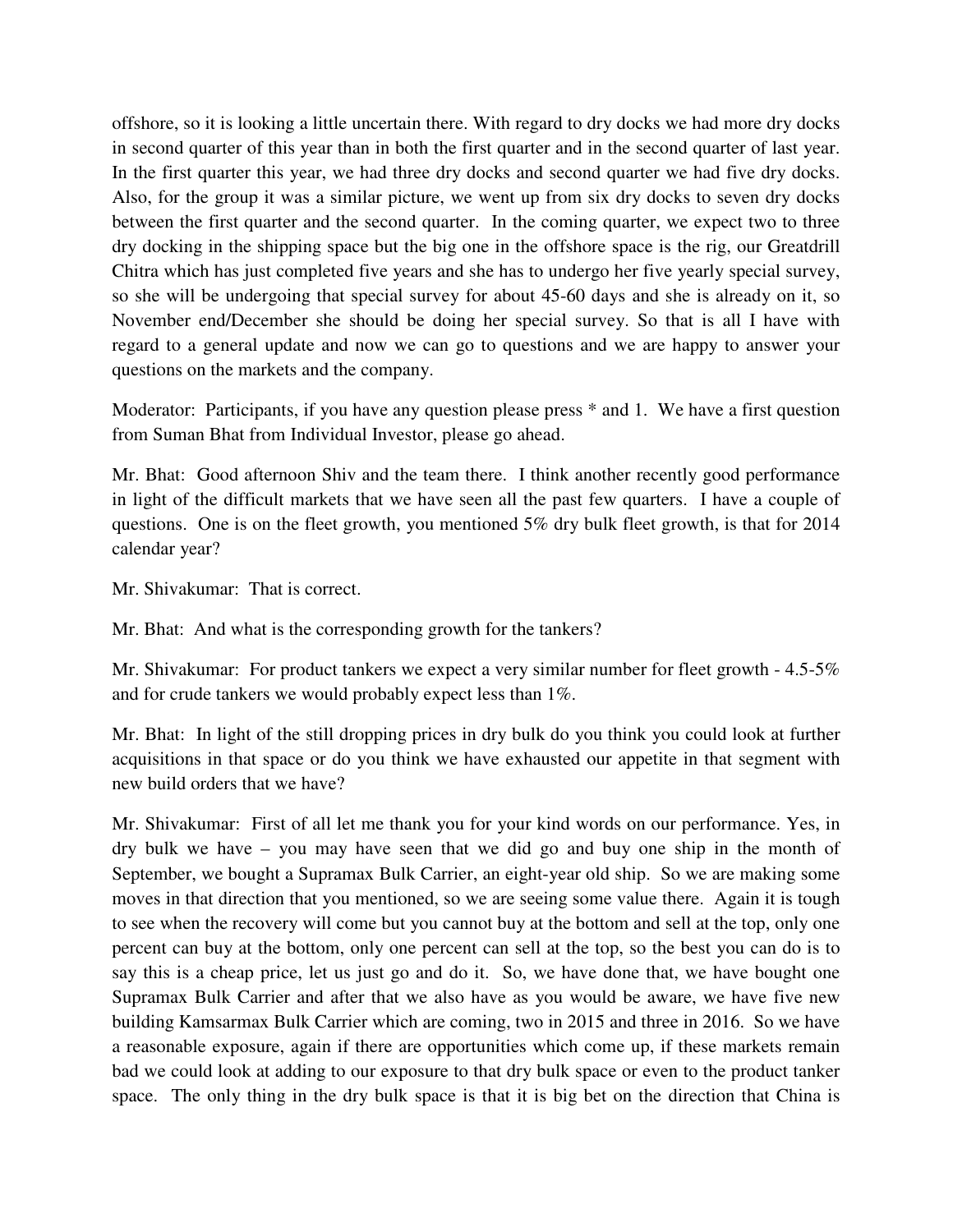offshore, so it is looking a little uncertain there. With regard to dry docks we had more dry docks in second quarter of this year than in both the first quarter and in the second quarter of last year. In the first quarter this year, we had three dry docks and second quarter we had five dry docks. Also, for the group it was a similar picture, we went up from six dry docks to seven dry docks between the first quarter and the second quarter. In the coming quarter, we expect two to three dry docking in the shipping space but the big one in the offshore space is the rig, our Greatdrill Chitra which has just completed five years and she has to undergo her five yearly special survey, so she will be undergoing that special survey for about 45-60 days and she is already on it, so November end/December she should be doing her special survey. So that is all I have with regard to a general update and now we can go to questions and we are happy to answer your questions on the markets and the company.

Moderator: Participants, if you have any question please press * and 1. We have a first question from Suman Bhat from Individual Investor, please go ahead.

Mr. Bhat: Good afternoon Shiv and the team there. I think another recently good performance in light of the difficult markets that we have seen all the past few quarters. I have a couple of questions. One is on the fleet growth, you mentioned 5% dry bulk fleet growth, is that for 2014 calendar year?

Mr. Shivakumar: That is correct.

Mr. Bhat: And what is the corresponding growth for the tankers?

Mr. Shivakumar: For product tankers we expect a very similar number for fleet growth - 4.5-5% and for crude tankers we would probably expect less than 1%.

Mr. Bhat: In light of the still dropping prices in dry bulk do you think you could look at further acquisitions in that space or do you think we have exhausted our appetite in that segment with new build orders that we have?

Mr. Shivakumar: First of all let me thank you for your kind words on our performance. Yes, in dry bulk we have – you may have seen that we did go and buy one ship in the month of September, we bought a Supramax Bulk Carrier, an eight-year old ship. So we are making some moves in that direction that you mentioned, so we are seeing some value there. Again it is tough to see when the recovery will come but you cannot buy at the bottom and sell at the top, only one percent can buy at the bottom, only one percent can sell at the top, so the best you can do is to say this is a cheap price, let us just go and do it. So, we have done that, we have bought one Supramax Bulk Carrier and after that we also have as you would be aware, we have five new building Kamsarmax Bulk Carrier which are coming, two in 2015 and three in 2016. So we have a reasonable exposure, again if there are opportunities which come up, if these markets remain bad we could look at adding to our exposure to that dry bulk space or even to the product tanker space. The only thing in the dry bulk space is that it is big bet on the direction that China is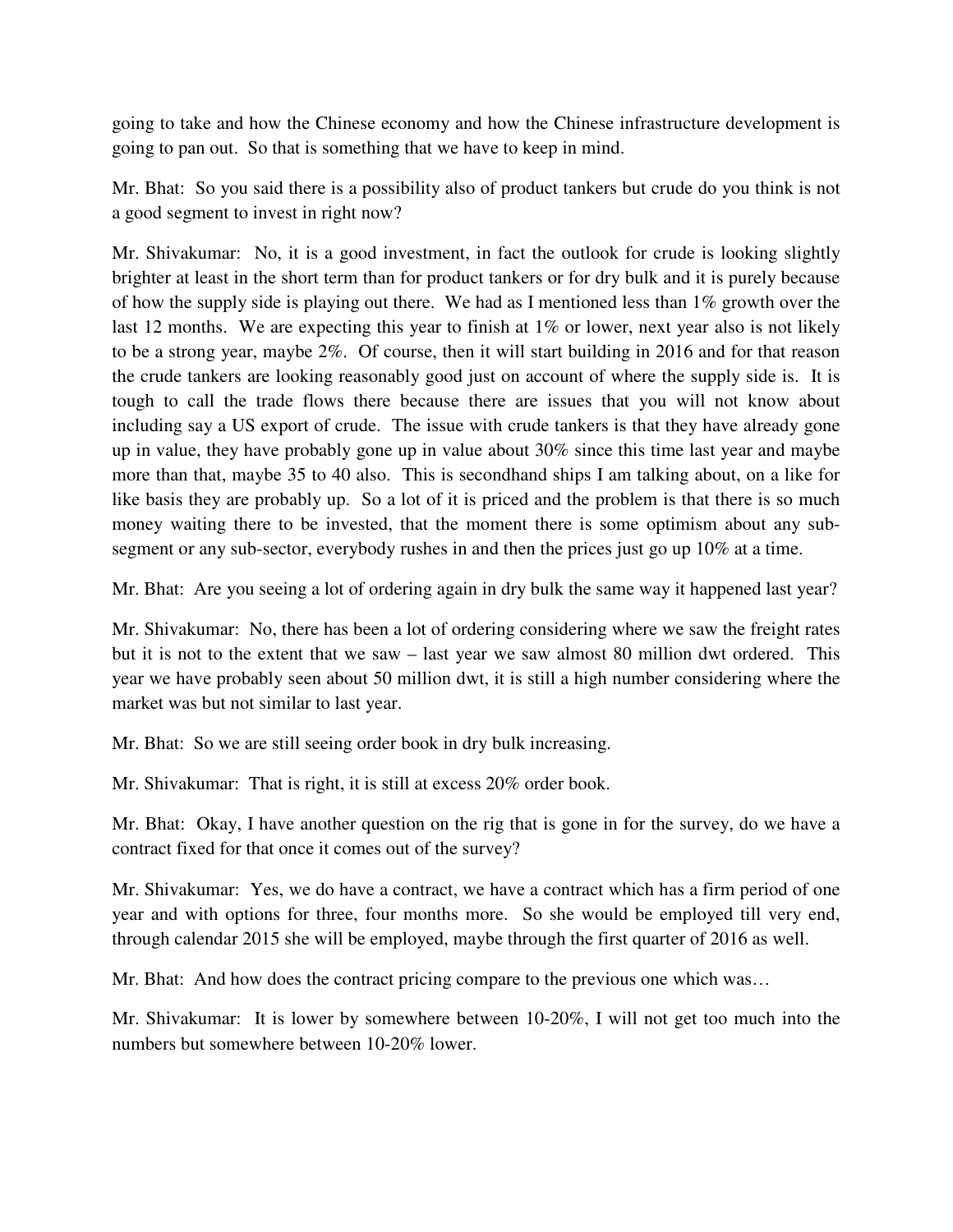going to take and how the Chinese economy and how the Chinese infrastructure development is going to pan out. So that is something that we have to keep in mind.

Mr. Bhat: So you said there is a possibility also of product tankers but crude do you think is not a good segment to invest in right now?

Mr. Shivakumar: No, it is a good investment, in fact the outlook for crude is looking slightly brighter at least in the short term than for product tankers or for dry bulk and it is purely because of how the supply side is playing out there. We had as I mentioned less than 1% growth over the last 12 months. We are expecting this year to finish at 1% or lower, next year also is not likely to be a strong year, maybe 2%. Of course, then it will start building in 2016 and for that reason the crude tankers are looking reasonably good just on account of where the supply side is. It is tough to call the trade flows there because there are issues that you will not know about including say a US export of crude. The issue with crude tankers is that they have already gone up in value, they have probably gone up in value about 30% since this time last year and maybe more than that, maybe 35 to 40 also. This is secondhand ships I am talking about, on a like for like basis they are probably up. So a lot of it is priced and the problem is that there is so much money waiting there to be invested, that the moment there is some optimism about any sub-segment or any sub-sector, everybody rushes in and then the prices just go up 10% at a time.

Mr. Bhat: Are you seeing a lot of ordering again in dry bulk the same way it happened last year?

Mr. Shivakumar: No, there has been a lot of ordering considering where we saw the freight rates but it is not to the extent that we saw – last year we saw almost 80 million dwt ordered. This year we have probably seen about 50 million dwt, it is still a high number considering where the market was but not similar to last year.

Mr. Bhat: So we are still seeing order book in dry bulk increasing.

Mr. Shivakumar: That is right, it is still at excess 20% order book.

Mr. Bhat: Okay, I have another question on the rig that is gone in for the survey, do we have a contract fixed for that once it comes out of the survey?

Mr. Shivakumar: Yes, we do have a contract, we have a contract which has a firm period of one year and with options for three, four months more. So she would be employed till very end, through calendar 2015 she will be employed, maybe through the first quarter of 2016 as well.

Mr. Bhat: And how does the contract pricing compare to the previous one which was…

Mr. Shivakumar: It is lower by somewhere between 10-20%, I will not get too much into the numbers but somewhere between 10-20% lower.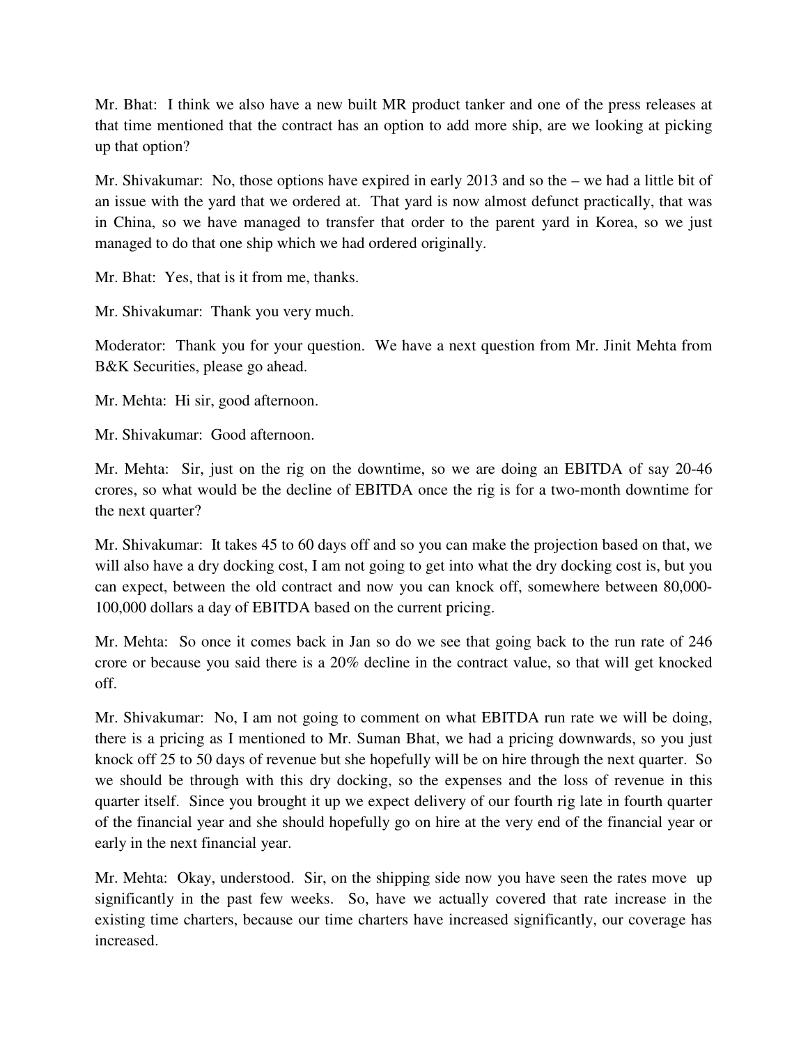Mr. Bhat: I think we also have a new built MR product tanker and one of the press releases at that time mentioned that the contract has an option to add more ship, are we looking at picking up that option?

Mr. Shivakumar: No, those options have expired in early 2013 and so the – we had a little bit of an issue with the yard that we ordered at. That yard is now almost defunct practically, that was in China, so we have managed to transfer that order to the parent yard in Korea, so we just managed to do that one ship which we had ordered originally.

Mr. Bhat: Yes, that is it from me, thanks.

Mr. Shivakumar: Thank you very much.

Moderator: Thank you for your question. We have a next question from Mr. Jinit Mehta from B&K Securities, please go ahead.

Mr. Mehta: Hi sir, good afternoon.

Mr. Shivakumar: Good afternoon.

Mr. Mehta: Sir, just on the rig on the downtime, so we are doing an EBITDA of say 20-46 crores, so what would be the decline of EBITDA once the rig is for a two-month downtime for the next quarter?

Mr. Shivakumar: It takes 45 to 60 days off and so you can make the projection based on that, we will also have a dry docking cost, I am not going to get into what the dry docking cost is, but you can expect, between the old contract and now you can knock off, somewhere between 80,000-100,000 dollars a day of EBITDA based on the current pricing.

Mr. Mehta: So once it comes back in Jan so do we see that going back to the run rate of 246 crore or because you said there is a 20% decline in the contract value, so that will get knocked off.

Mr. Shivakumar: No, I am not going to comment on what EBITDA run rate we will be doing, there is a pricing as I mentioned to Mr. Suman Bhat, we had a pricing downwards, so you just knock off 25 to 50 days of revenue but she hopefully will be on hire through the next quarter. So we should be through with this dry docking, so the expenses and the loss of revenue in this quarter itself. Since you brought it up we expect delivery of our fourth rig late in fourth quarter of the financial year and she should hopefully go on hire at the very end of the financial year or early in the next financial year.

Mr. Mehta: Okay, understood. Sir, on the shipping side now you have seen the rates move up significantly in the past few weeks. So, have we actually covered that rate increase in the existing time charters, because our time charters have increased significantly, our coverage has increased.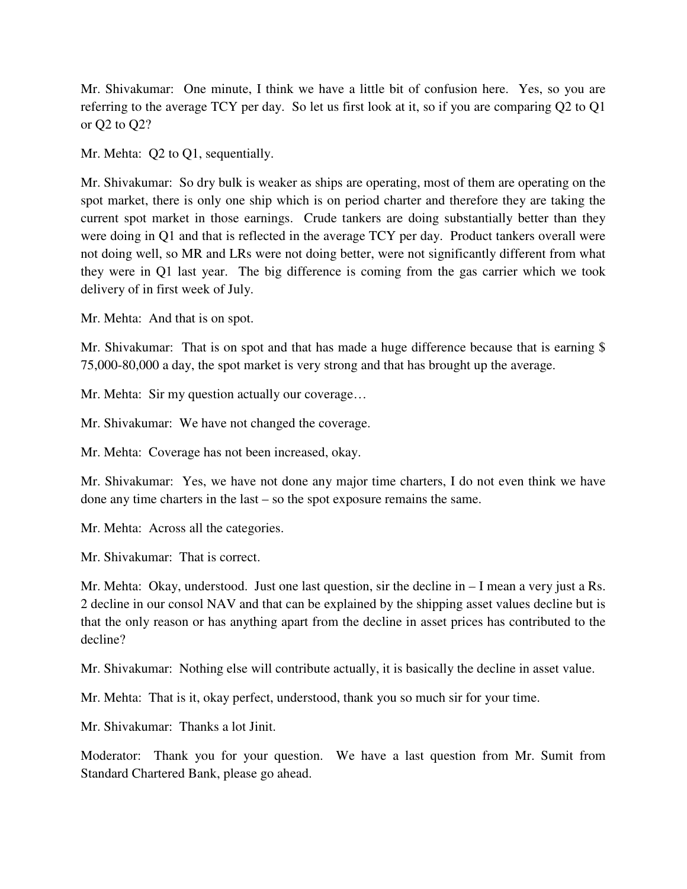Mr. Shivakumar: One minute, I think we have a little bit of confusion here. Yes, so you are referring to the average TCY per day. So let us first look at it, so if you are comparing Q2 to Q1 or Q2 to Q2?

Mr. Mehta: Q2 to Q1, sequentially.

Mr. Shivakumar: So dry bulk is weaker as ships are operating, most of them are operating on the spot market, there is only one ship which is on period charter and therefore they are taking the current spot market in those earnings. Crude tankers are doing substantially better than they were doing in Q1 and that is reflected in the average TCY per day. Product tankers overall were not doing well, so MR and LRs were not doing better, were not significantly different from what they were in Q1 last year. The big difference is coming from the gas carrier which we took delivery of in first week of July.

Mr. Mehta: And that is on spot.

Mr. Shivakumar: That is on spot and that has made a huge difference because that is earning $ 75,000-80,000 a day, the spot market is very strong and that has brought up the average.

Mr. Mehta: Sir my question actually our coverage…

Mr. Shivakumar: We have not changed the coverage.

Mr. Mehta: Coverage has not been increased, okay.

Mr. Shivakumar: Yes, we have not done any major time charters, I do not even think we have done any time charters in the last – so the spot exposure remains the same.

Mr. Mehta: Across all the categories.

Mr. Shivakumar: That is correct.

Mr. Mehta: Okay, understood. Just one last question, sir the decline in – I mean a very just a Rs. 2 decline in our consol NAV and that can be explained by the shipping asset values decline but is that the only reason or has anything apart from the decline in asset prices has contributed to the decline?

Mr. Shivakumar: Nothing else will contribute actually, it is basically the decline in asset value.

Mr. Mehta: That is it, okay perfect, understood, thank you so much sir for your time.

Mr. Shivakumar: Thanks a lot Jinit.

Moderator: Thank you for your question. We have a last question from Mr. Sumit from Standard Chartered Bank, please go ahead.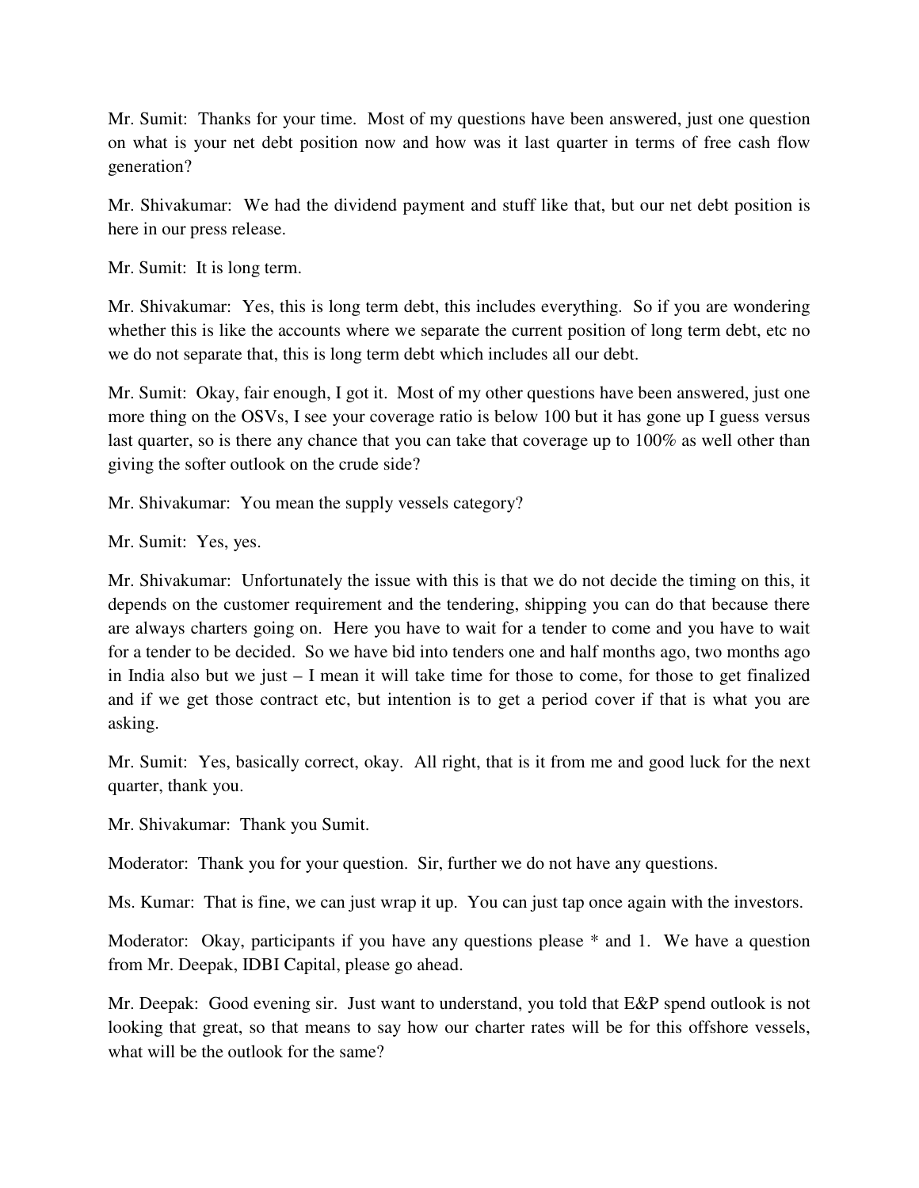Mr. Sumit: Thanks for your time. Most of my questions have been answered, just one question on what is your net debt position now and how was it last quarter in terms of free cash flow generation?

Mr. Shivakumar: We had the dividend payment and stuff like that, but our net debt position is here in our press release.

Mr. Sumit: It is long term.

Mr. Shivakumar: Yes, this is long term debt, this includes everything. So if you are wondering whether this is like the accounts where we separate the current position of long term debt, etc no we do not separate that, this is long term debt which includes all our debt.

Mr. Sumit: Okay, fair enough, I got it. Most of my other questions have been answered, just one more thing on the OSVs, I see your coverage ratio is below 100 but it has gone up I guess versus last quarter, so is there any chance that you can take that coverage up to 100% as well other than giving the softer outlook on the crude side?

Mr. Shivakumar: You mean the supply vessels category?

Mr. Sumit: Yes, yes.

Mr. Shivakumar: Unfortunately the issue with this is that we do not decide the timing on this, it depends on the customer requirement and the tendering, shipping you can do that because there are always charters going on. Here you have to wait for a tender to come and you have to wait for a tender to be decided. So we have bid into tenders one and half months ago, two months ago in India also but we just – I mean it will take time for those to come, for those to get finalized and if we get those contract etc, but intention is to get a period cover if that is what you are asking.

Mr. Sumit: Yes, basically correct, okay. All right, that is it from me and good luck for the next quarter, thank you.

Mr. Shivakumar: Thank you Sumit.

Moderator: Thank you for your question. Sir, further we do not have any questions.

Ms. Kumar: That is fine, we can just wrap it up. You can just tap once again with the investors.

Moderator: Okay, participants if you have any questions please * and 1. We have a question from Mr. Deepak, IDBI Capital, please go ahead.

Mr. Deepak: Good evening sir. Just want to understand, you told that E&P spend outlook is not looking that great, so that means to say how our charter rates will be for this offshore vessels, what will be the outlook for the same?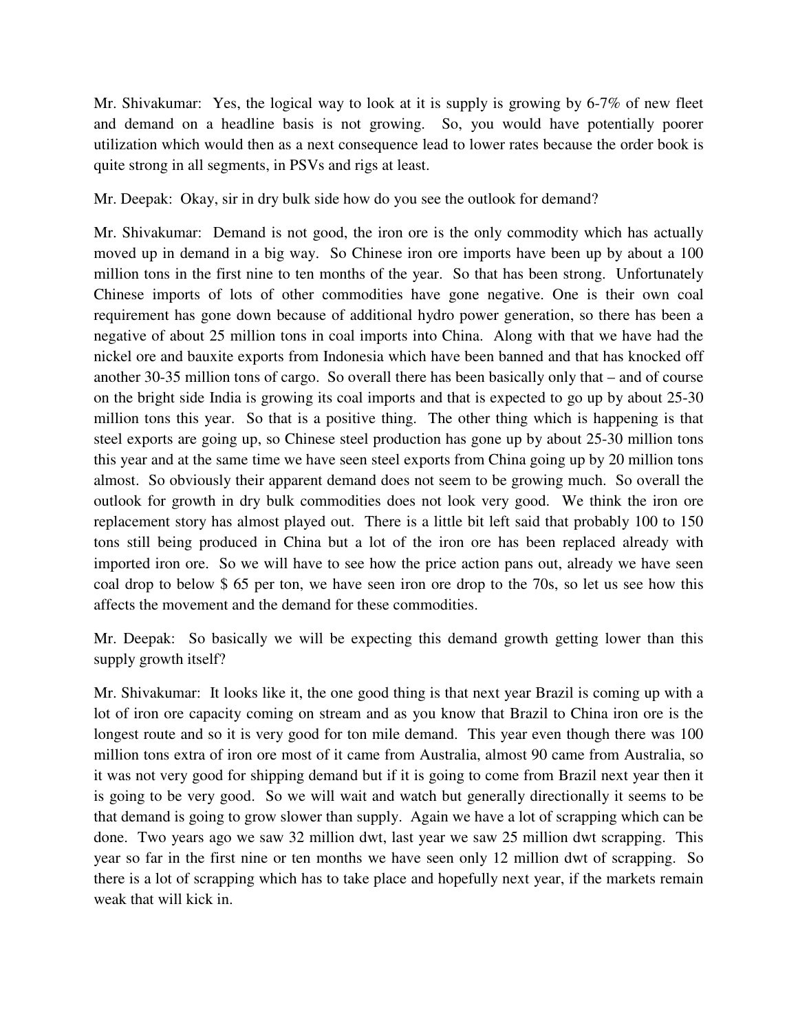Mr. Shivakumar: Yes, the logical way to look at it is supply is growing by 6-7% of new fleet and demand on a headline basis is not growing. So, you would have potentially poorer utilization which would then as a next consequence lead to lower rates because the order book is quite strong in all segments, in PSVs and rigs at least.

Mr. Deepak: Okay, sir in dry bulk side how do you see the outlook for demand?

Mr. Shivakumar: Demand is not good, the iron ore is the only commodity which has actually moved up in demand in a big way. So Chinese iron ore imports have been up by about a 100 million tons in the first nine to ten months of the year. So that has been strong. Unfortunately Chinese imports of lots of other commodities have gone negative. One is their own coal requirement has gone down because of additional hydro power generation, so there has been a negative of about 25 million tons in coal imports into China. Along with that we have had the nickel ore and bauxite exports from Indonesia which have been banned and that has knocked off another 30-35 million tons of cargo. So overall there has been basically only that – and of course on the bright side India is growing its coal imports and that is expected to go up by about 25-30 million tons this year. So that is a positive thing. The other thing which is happening is that steel exports are going up, so Chinese steel production has gone up by about 25-30 million tons this year and at the same time we have seen steel exports from China going up by 20 million tons almost. So obviously their apparent demand does not seem to be growing much. So overall the outlook for growth in dry bulk commodities does not look very good. We think the iron ore replacement story has almost played out. There is a little bit left said that probably 100 to 150 tons still being produced in China but a lot of the iron ore has been replaced already with imported iron ore. So we will have to see how the price action pans out, already we have seen coal drop to below $ 65 per ton, we have seen iron ore drop to the 70s, so let us see how this affects the movement and the demand for these commodities.

Mr. Deepak: So basically we will be expecting this demand growth getting lower than this supply growth itself?

Mr. Shivakumar: It looks like it, the one good thing is that next year Brazil is coming up with a lot of iron ore capacity coming on stream and as you know that Brazil to China iron ore is the longest route and so it is very good for ton mile demand. This year even though there was 100 million tons extra of iron ore most of it came from Australia, almost 90 came from Australia, so it was not very good for shipping demand but if it is going to come from Brazil next year then it is going to be very good. So we will wait and watch but generally directionally it seems to be that demand is going to grow slower than supply. Again we have a lot of scrapping which can be done. Two years ago we saw 32 million dwt, last year we saw 25 million dwt scrapping. This year so far in the first nine or ten months we have seen only 12 million dwt of scrapping. So there is a lot of scrapping which has to take place and hopefully next year, if the markets remain weak that will kick in.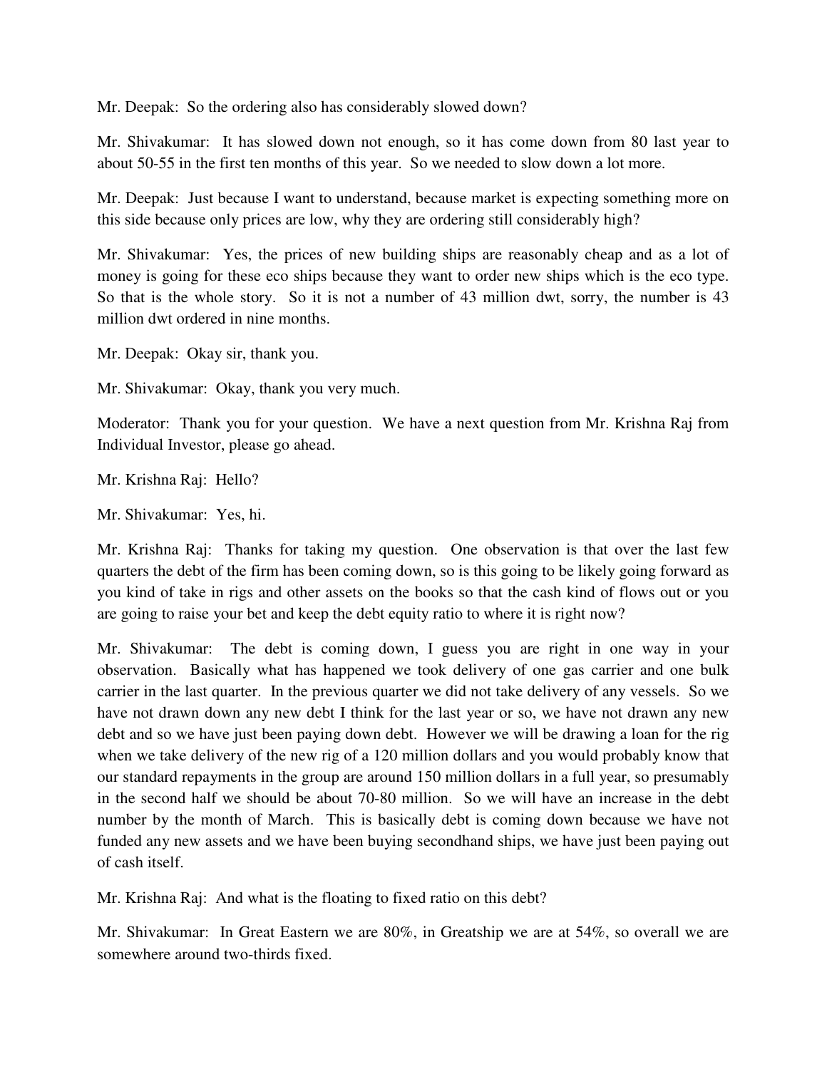Mr. Deepak: So the ordering also has considerably slowed down?

Mr. Shivakumar: It has slowed down not enough, so it has come down from 80 last year to about 50-55 in the first ten months of this year. So we needed to slow down a lot more.

Mr. Deepak: Just because I want to understand, because market is expecting something more on this side because only prices are low, why they are ordering still considerably high?

Mr. Shivakumar: Yes, the prices of new building ships are reasonably cheap and as a lot of money is going for these eco ships because they want to order new ships which is the eco type. So that is the whole story. So it is not a number of 43 million dwt, sorry, the number is 43 million dwt ordered in nine months.

Mr. Deepak: Okay sir, thank you.

Mr. Shivakumar: Okay, thank you very much.

Moderator: Thank you for your question. We have a next question from Mr. Krishna Raj from Individual Investor, please go ahead.

Mr. Krishna Raj: Hello?

Mr. Shivakumar: Yes, hi.

Mr. Krishna Raj: Thanks for taking my question. One observation is that over the last few quarters the debt of the firm has been coming down, so is this going to be likely going forward as you kind of take in rigs and other assets on the books so that the cash kind of flows out or you are going to raise your bet and keep the debt equity ratio to where it is right now?

Mr. Shivakumar: The debt is coming down, I guess you are right in one way in your observation. Basically what has happened we took delivery of one gas carrier and one bulk carrier in the last quarter. In the previous quarter we did not take delivery of any vessels. So we have not drawn down any new debt I think for the last year or so, we have not drawn any new debt and so we have just been paying down debt. However we will be drawing a loan for the rig when we take delivery of the new rig of a 120 million dollars and you would probably know that our standard repayments in the group are around 150 million dollars in a full year, so presumably in the second half we should be about 70-80 million. So we will have an increase in the debt number by the month of March. This is basically debt is coming down because we have not funded any new assets and we have been buying secondhand ships, we have just been paying out of cash itself.

Mr. Krishna Raj: And what is the floating to fixed ratio on this debt?

Mr. Shivakumar: In Great Eastern we are 80%, in Greatship we are at 54%, so overall we are somewhere around two-thirds fixed.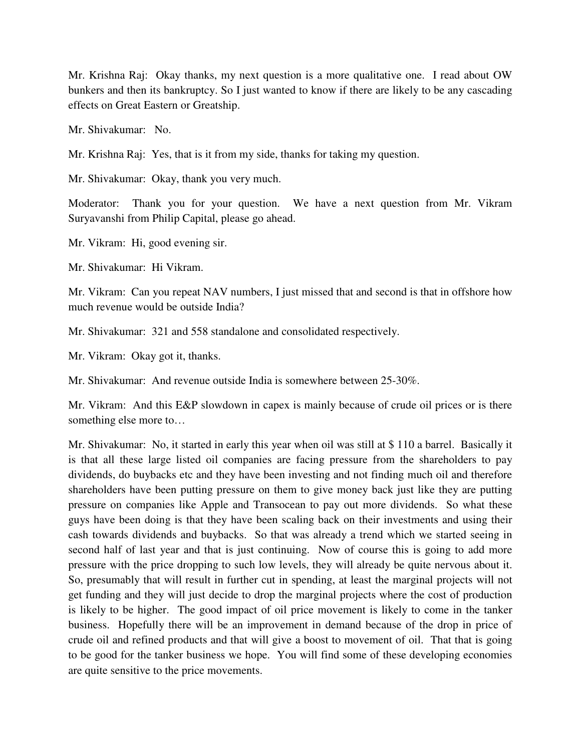Mr. Krishna Raj: Okay thanks, my next question is a more qualitative one. I read about OW bunkers and then its bankruptcy. So I just wanted to know if there are likely to be any cascading effects on Great Eastern or Greatship.

Mr. Shivakumar: No.

Mr. Krishna Raj: Yes, that is it from my side, thanks for taking my question.

Mr. Shivakumar: Okay, thank you very much.

Moderator: Thank you for your question. We have a next question from Mr. Vikram Suryavanshi from Philip Capital, please go ahead.

Mr. Vikram: Hi, good evening sir.

Mr. Shivakumar: Hi Vikram.

Mr. Vikram: Can you repeat NAV numbers, I just missed that and second is that in offshore how much revenue would be outside India?

Mr. Shivakumar: 321 and 558 standalone and consolidated respectively.

Mr. Vikram: Okay got it, thanks.

Mr. Shivakumar: And revenue outside India is somewhere between 25-30%.

Mr. Vikram: And this E&P slowdown in capex is mainly because of crude oil prices or is there something else more to…

Mr. Shivakumar: No, it started in early this year when oil was still at $ 110 a barrel. Basically it is that all these large listed oil companies are facing pressure from the shareholders to pay dividends, do buybacks etc and they have been investing and not finding much oil and therefore shareholders have been putting pressure on them to give money back just like they are putting pressure on companies like Apple and Transocean to pay out more dividends. So what these guys have been doing is that they have been scaling back on their investments and using their cash towards dividends and buybacks. So that was already a trend which we started seeing in second half of last year and that is just continuing. Now of course this is going to add more pressure with the price dropping to such low levels, they will already be quite nervous about it. So, presumably that will result in further cut in spending, at least the marginal projects will not get funding and they will just decide to drop the marginal projects where the cost of production is likely to be higher. The good impact of oil price movement is likely to come in the tanker business. Hopefully there will be an improvement in demand because of the drop in price of crude oil and refined products and that will give a boost to movement of oil. That that is going to be good for the tanker business we hope. You will find some of these developing economies are quite sensitive to the price movements.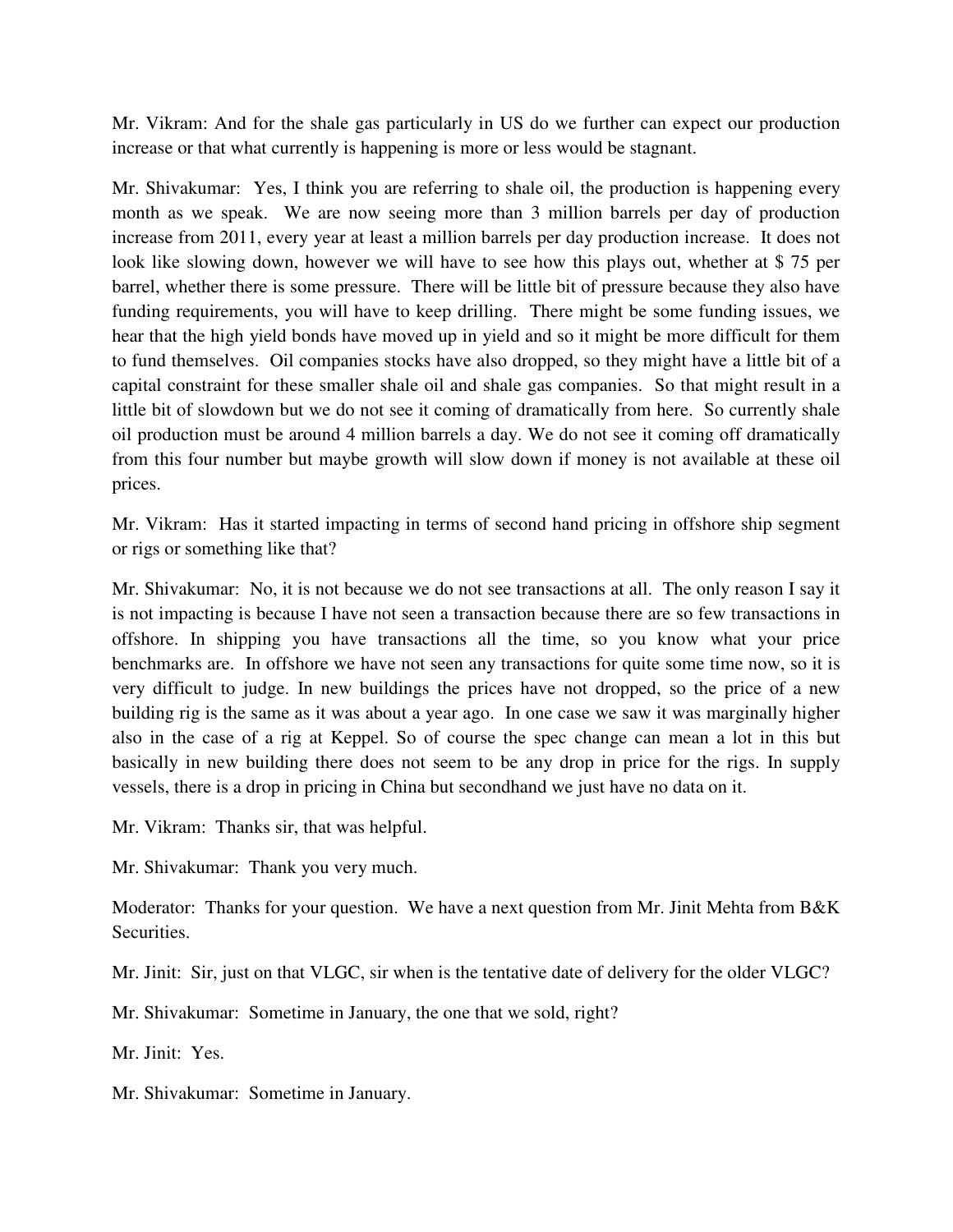Mr. Vikram: And for the shale gas particularly in US do we further can expect our production increase or that what currently is happening is more or less would be stagnant.

Mr. Shivakumar: Yes, I think you are referring to shale oil, the production is happening every month as we speak. We are now seeing more than 3 million barrels per day of production increase from 2011, every year at least a million barrels per day production increase. It does not look like slowing down, however we will have to see how this plays out, whether at $ 75 per barrel, whether there is some pressure. There will be little bit of pressure because they also have funding requirements, you will have to keep drilling. There might be some funding issues, we hear that the high yield bonds have moved up in yield and so it might be more difficult for them to fund themselves. Oil companies stocks have also dropped, so they might have a little bit of a capital constraint for these smaller shale oil and shale gas companies. So that might result in a little bit of slowdown but we do not see it coming of dramatically from here. So currently shale oil production must be around 4 million barrels a day. We do not see it coming off dramatically from this four number but maybe growth will slow down if money is not available at these oil prices.

Mr. Vikram: Has it started impacting in terms of second hand pricing in offshore ship segment or rigs or something like that?

Mr. Shivakumar: No, it is not because we do not see transactions at all. The only reason I say it is not impacting is because I have not seen a transaction because there are so few transactions in offshore. In shipping you have transactions all the time, so you know what your price benchmarks are. In offshore we have not seen any transactions for quite some time now, so it is very difficult to judge. In new buildings the prices have not dropped, so the price of a new building rig is the same as it was about a year ago. In one case we saw it was marginally higher also in the case of a rig at Keppel. So of course the spec change can mean a lot in this but basically in new building there does not seem to be any drop in price for the rigs. In supply vessels, there is a drop in pricing in China but secondhand we just have no data on it.

Mr. Vikram: Thanks sir, that was helpful.

Mr. Shivakumar: Thank you very much.

Moderator: Thanks for your question. We have a next question from Mr. Jinit Mehta from B&K Securities.

Mr. Jinit: Sir, just on that VLGC, sir when is the tentative date of delivery for the older VLGC?

Mr. Shivakumar: Sometime in January, the one that we sold, right?

Mr. Jinit: Yes.

Mr. Shivakumar: Sometime in January.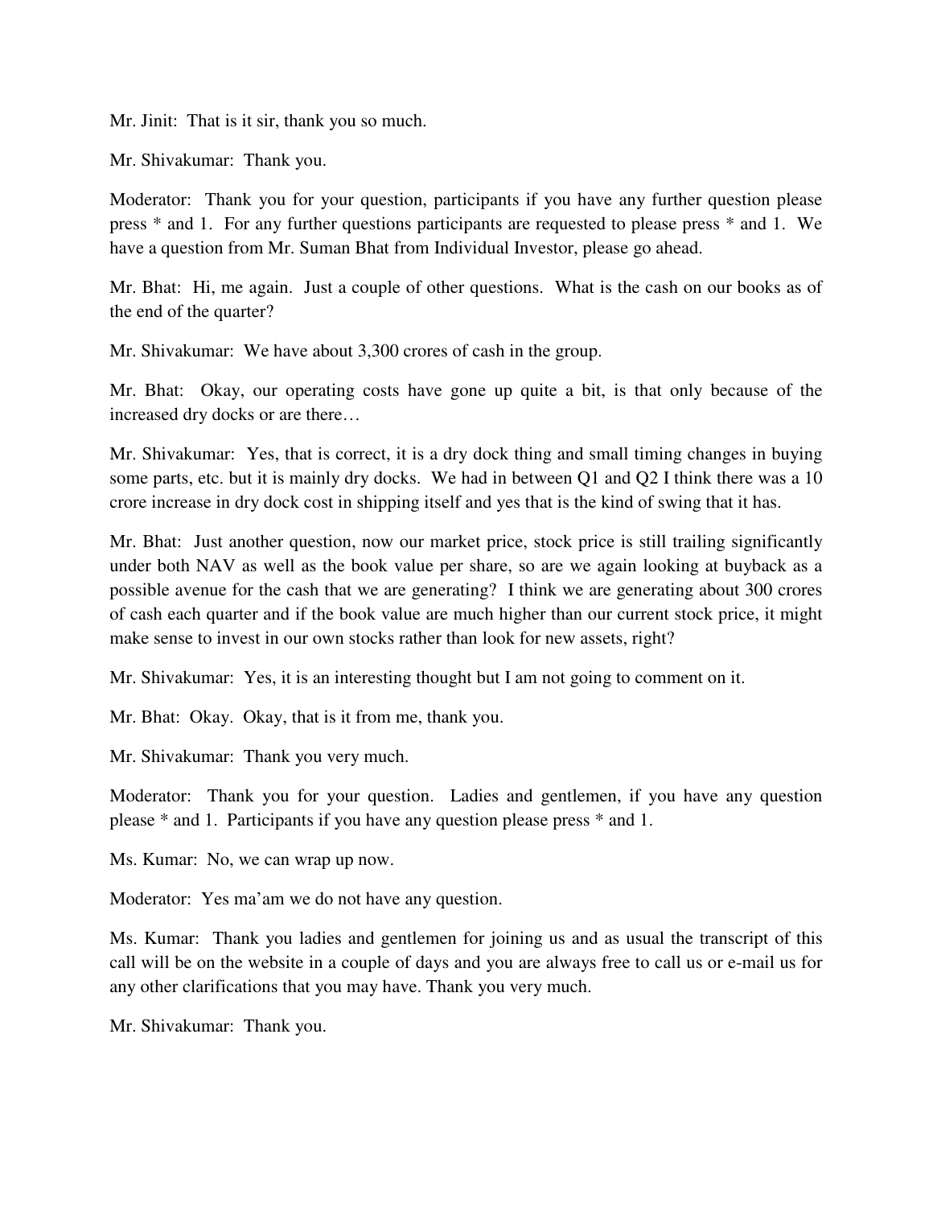Mr. Jinit: That is it sir, thank you so much.

Mr. Shivakumar: Thank you.

Moderator: Thank you for your question, participants if you have any further question please press * and 1. For any further questions participants are requested to please press * and 1. We have a question from Mr. Suman Bhat from Individual Investor, please go ahead.

Mr. Bhat: Hi, me again. Just a couple of other questions. What is the cash on our books as of the end of the quarter?

Mr. Shivakumar: We have about 3,300 crores of cash in the group.

Mr. Bhat: Okay, our operating costs have gone up quite a bit, is that only because of the increased dry docks or are there…

Mr. Shivakumar: Yes, that is correct, it is a dry dock thing and small timing changes in buying some parts, etc. but it is mainly dry docks. We had in between Q1 and Q2 I think there was a 10 crore increase in dry dock cost in shipping itself and yes that is the kind of swing that it has.

Mr. Bhat: Just another question, now our market price, stock price is still trailing significantly under both NAV as well as the book value per share, so are we again looking at buyback as a possible avenue for the cash that we are generating? I think we are generating about 300 crores of cash each quarter and if the book value are much higher than our current stock price, it might make sense to invest in our own stocks rather than look for new assets, right?

Mr. Shivakumar: Yes, it is an interesting thought but I am not going to comment on it.

Mr. Bhat: Okay. Okay, that is it from me, thank you.

Mr. Shivakumar: Thank you very much.

Moderator: Thank you for your question. Ladies and gentlemen, if you have any question please * and 1. Participants if you have any question please press * and 1.

Ms. Kumar: No, we can wrap up now.

Moderator: Yes ma'am we do not have any question.

Ms. Kumar: Thank you ladies and gentlemen for joining us and as usual the transcript of this call will be on the website in a couple of days and you are always free to call us or e-mail us for any other clarifications that you may have. Thank you very much.

Mr. Shivakumar: Thank you.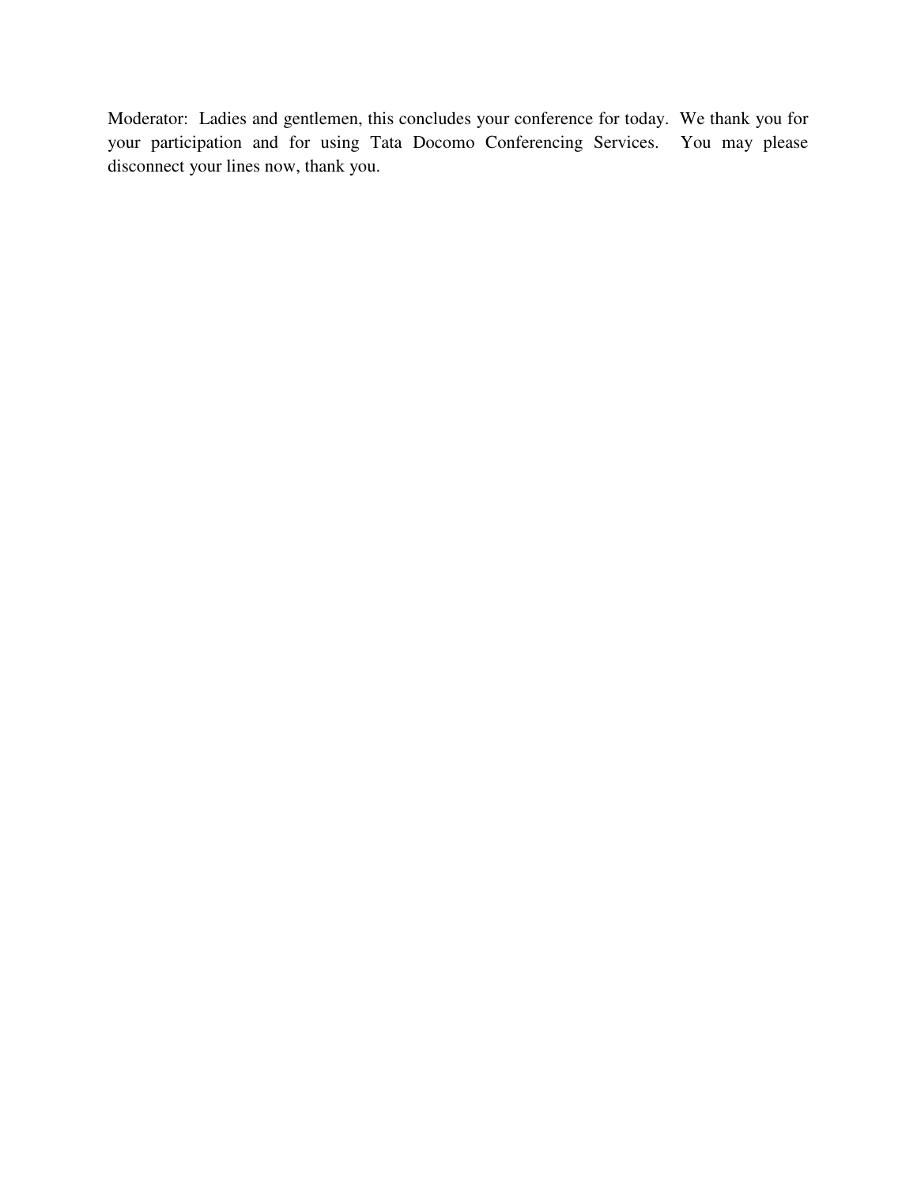Moderator: Ladies and gentlemen, this concludes your conference for today. We thank you for your participation and for using Tata Docomo Conferencing Services. You may please disconnect your lines now, thank you.